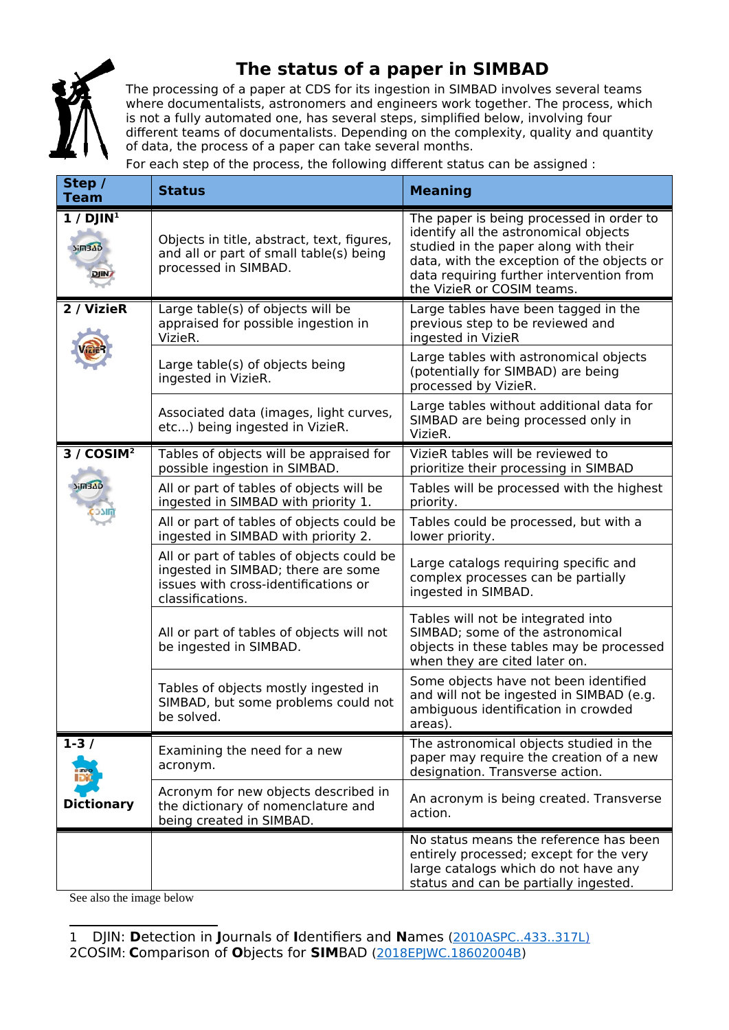# The status of a paper in SIMBAD

The processing of a paper at CDS for its ingestion in SIMBAD involves several teams where documentalists, astronomers and engineers work together. The process, which is not a fully automated one, has several steps, simplified below, involving four different teams of documentalists. Depending on the complexity, quality and quantity of data, the process of a paper can take several months.

For each step of the process, the following different status can be assigned :

| Step / Team | Status | Meaning |
|---|---|---|
| 1 / DJIN[1] | Objects in title, abstract, text, figures, and all or part of small table(s) being processed in SIMBAD. | The paper is being processed in order to identify all the astronomical objects studied in the paper along with their data, with the exception of the objects or data requiring further intervention from the VizieR or COSIM teams. |
| 2 / VizieR | Large table(s) of objects will be appraised for possible ingestion in VizieR. | Large tables have been tagged in the previous step to be reviewed and ingested in VizieR |
| | Large table(s) of objects being ingested in VizieR. | Large tables with astronomical objects (potentially for SIMBAD) are being processed by VizieR. |
| | Associated data (images, light curves, etc...) being ingested in VizieR. | Large tables without additional data for SIMBAD are being processed only in VizieR. |
| 3 / COSIM[2] | Tables of objects will be appraised for possible ingestion in SIMBAD. | VizieR tables will be reviewed to prioritize their processing in SIMBAD |
| | All or part of tables of objects will be ingested in SIMBAD with priority 1. | Tables will be processed with the highest priority. |
| | All or part of tables of objects could be ingested in SIMBAD with priority 2. | Tables could be processed, but with a lower priority. |
| | All or part of tables of objects could be ingested in SIMBAD; there are some issues with cross-identifications or classifications. | Large catalogs requiring specific and complex processes can be partially ingested in SIMBAD. |
| | All or part of tables of objects will not be ingested in SIMBAD. | Tables will not be integrated into SIMBAD; some of the astronomical objects in these tables may be processed when they are cited later on. |
| | Tables of objects mostly ingested in SIMBAD, but some problems could not be solved. | Some objects have not been identified and will not be ingested in SIMBAD (e.g. ambiguous identification in crowded areas). |
| 1-3 / Dictionary | Examining the need for a new acronym. | The astronomical objects studied in the paper may require the creation of a new designation. Transverse action. |
| | Acronym for new objects described in the dictionary of nomenclature and being created in SIMBAD. | An acronym is being created. Transverse action. |
| | | No status means the reference has been entirely processed; except for the very large catalogs which do not have any status and can be partially ingested. |

See also the image below

1 DJIN: **D**etection in **J**ournals of **I**dentifiers and **N**ames (2010ASPC..433..317L)

2 COSIM: **C**omparison of **O**bjects for **SIM**BAD (2018EPJWC.18602004B)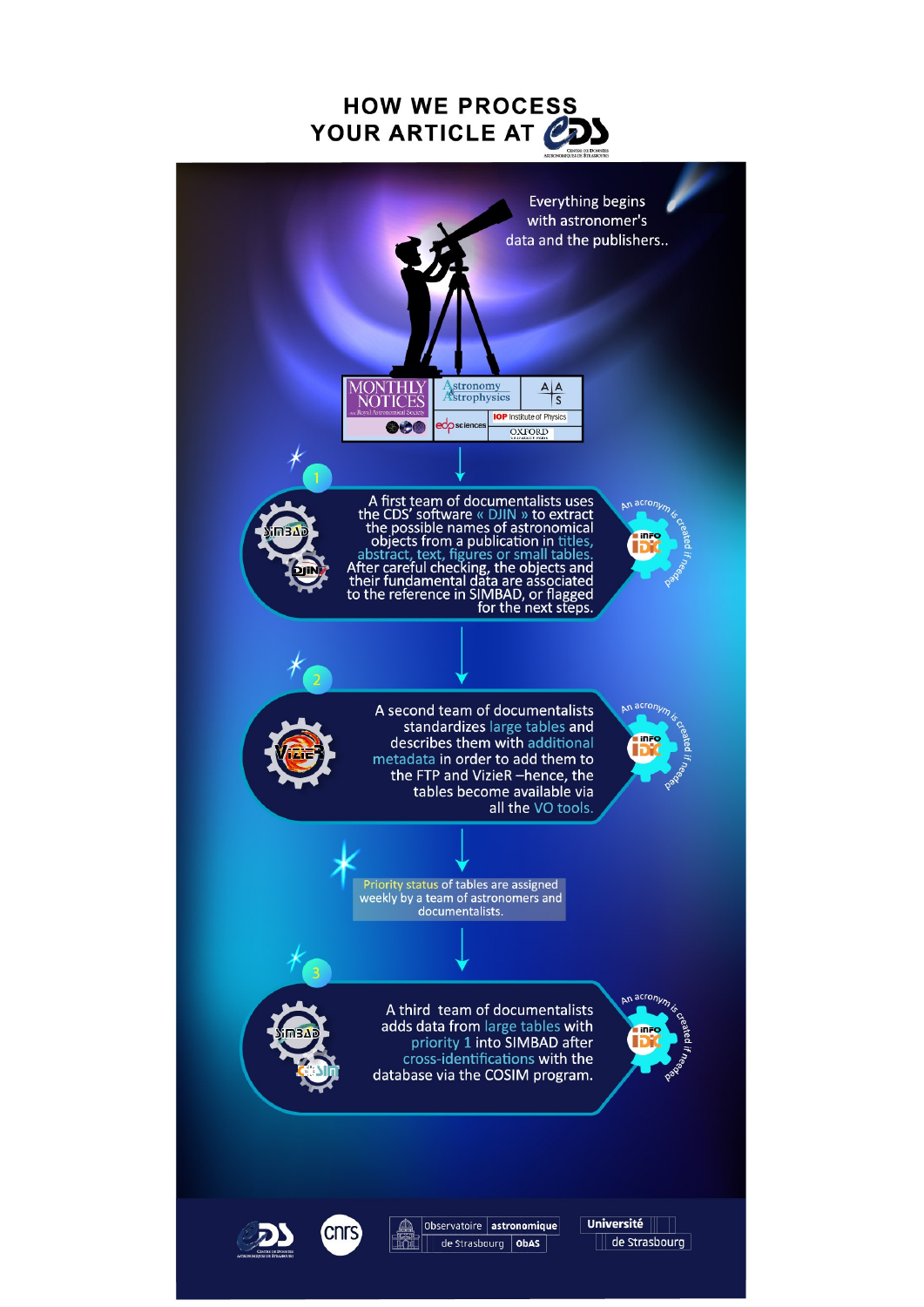# HOW WE PROCESS YOUR ARTICLE AT CDS

Everything begins with astronomer's data and the publishers..

MONTHLY NOTICES of the Royal Astronomical Society

Astronomy & Astrophysics

AAS

IOP Institute of Physics

edp sciences

OXFORD

**1**

A first team of documentalists uses the CDS' software « DJIN » to extract the possible names of astronomical objects from a publication in titles, abstract, text, figures or small tables. After careful checking, the objects and their fundamental data are associated to the reference in SIMBAD, or flagged for the next steps.

An acronym is created if needed

**2**

A second team of documentalists standardizes large tables and describes them with additional metadata in order to add them to the FTP and VizieR –hence, the tables become available via all the VO tools.

An acronym is created if needed

Priority status of tables are assigned weekly by a team of astronomers and documentalists.

**3**

A third team of documentalists adds data from large tables with priority 1 into SIMBAD after cross-identifications with the database via the COSIM program.

An acronym is created if needed

CDS — cnrs — Observatoire astronomique de Strasbourg ObAS — Université de Strasbourg